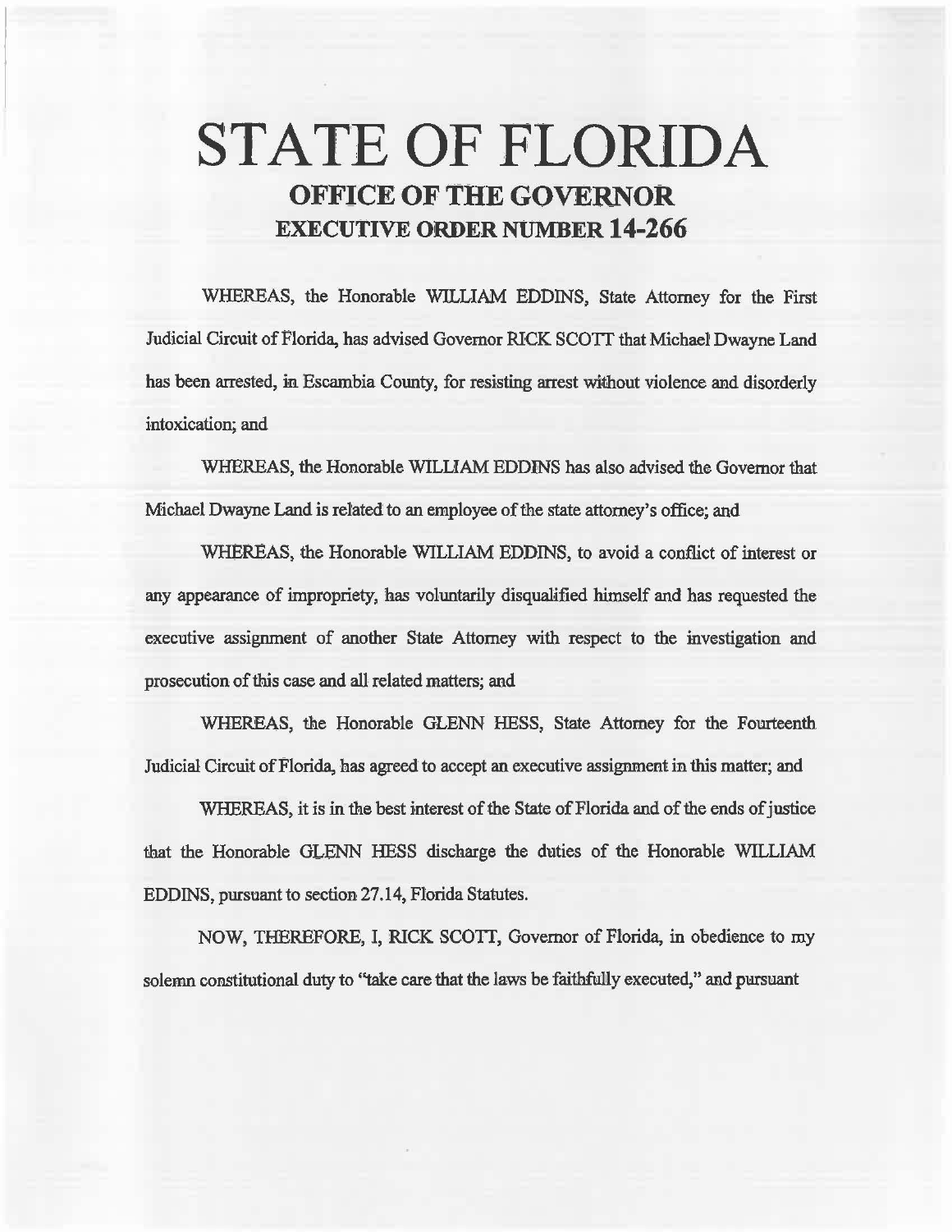# STATE OF FLORIDA

## OFFICE OF THE GOVERNOR

## EXECUTIVE ORDER NUMBER 14-266

WHEREAS, the Honorable WILLIAM EDDINS, State Attorney for the First Judicial Circuit of Florida, has advised Governor RICK SCOTT that Michael Dwayne Land has been arrested, in Escambia County, for resisting arrest without violence and disorderly intoxication; and

WHEREAS, the Honorable WILLIAM EDDINS has also advised the Governor that Michael Dwayne Land is related to an employee of the state attorney's office; and

WHEREAS, the Honorable WILLIAM EDDINS, to avoid a conflict of interest or any appearance of impropriety, has voluntarily disqualified himself and has requested the executive assignment of another State Attorney with respect to the investigation and prosecution of this case and all related matters; and

WHEREAS, the Honorable GLENN HESS, State Attorney for the Fourteenth Judicial Circuit of Florida, has agreed to accept an executive assignment in this matter; and

WHEREAS, it is in the best interest of the State of Florida and of the ends of justice that the Honorable GLENN HESS discharge the duties of the Honorable WILLIAM EDDINS, pursuant to section 27.14, Florida Statutes.

NOW, THEREFORE, I, RICK SCOTT, Governor of Florida, in obedience to my solemn constitutional duty to "take care that the laws be faithfully executed," and pursuant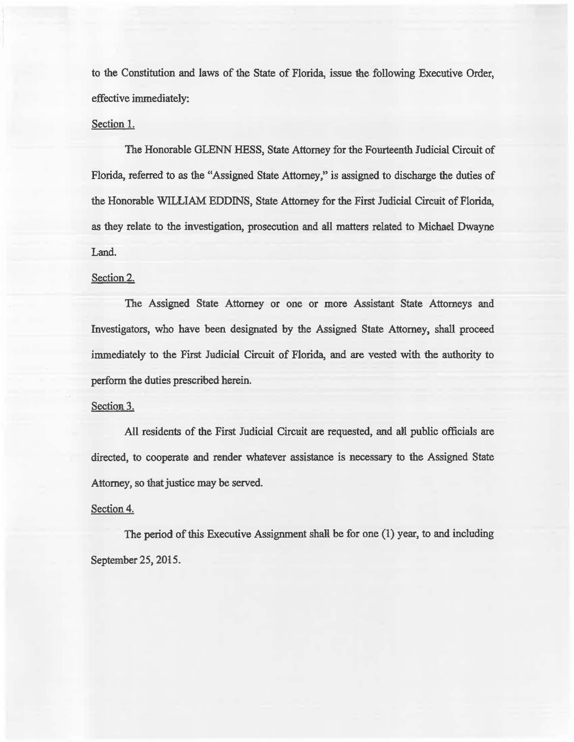to the Constitution and laws of the State of Florida, issue the following Executive Order, effective immediately:

Section 1.

The Honorable GLENN HESS, State Attorney for the Fourteenth Judicial Circuit of Florida, referred to as the "Assigned State Attorney," is assigned to discharge the duties of the Honorable WILLIAM EDDINS, State Attorney for the First Judicial Circuit of Florida, as they relate to the investigation, prosecution and all matters related to Michael Dwayne Land.

Section 2.

The Assigned State Attorney or one or more Assistant State Attorneys and Investigators, who have been designated by the Assigned State Attorney, shall proceed immediately to the First Judicial Circuit of Florida, and are vested with the authority to perform the duties prescribed herein.

Section 3.

All residents of the First Judicial Circuit are requested, and all public officials are directed, to cooperate and render whatever assistance is necessary to the Assigned State Attorney, so that justice may be served.

Section 4.

The period of this Executive Assignment shall be for one (1) year, to and including September 25, 2015.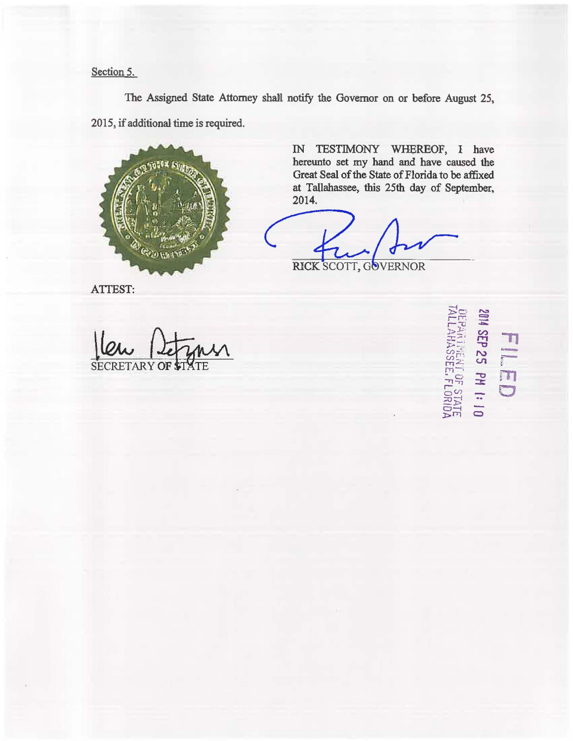Section 5.

The Assigned State Attorney shall notify the Governor on or before August 25, 2015, if additional time is required.

IN TESTIMONY WHEREOF, I have hereunto set my hand and have caused the Great Seal of the State of Florida to be affixed at Tallahassee, this 25th day of September, 2014.

RICK SCOTT, GOVERNOR

ATTEST:

SECRETARY OF STATE

FILED

2014 SEP 25 PM 1:10

DEPARTMENT OF STATE
TALLAHASSEE, FLORIDA